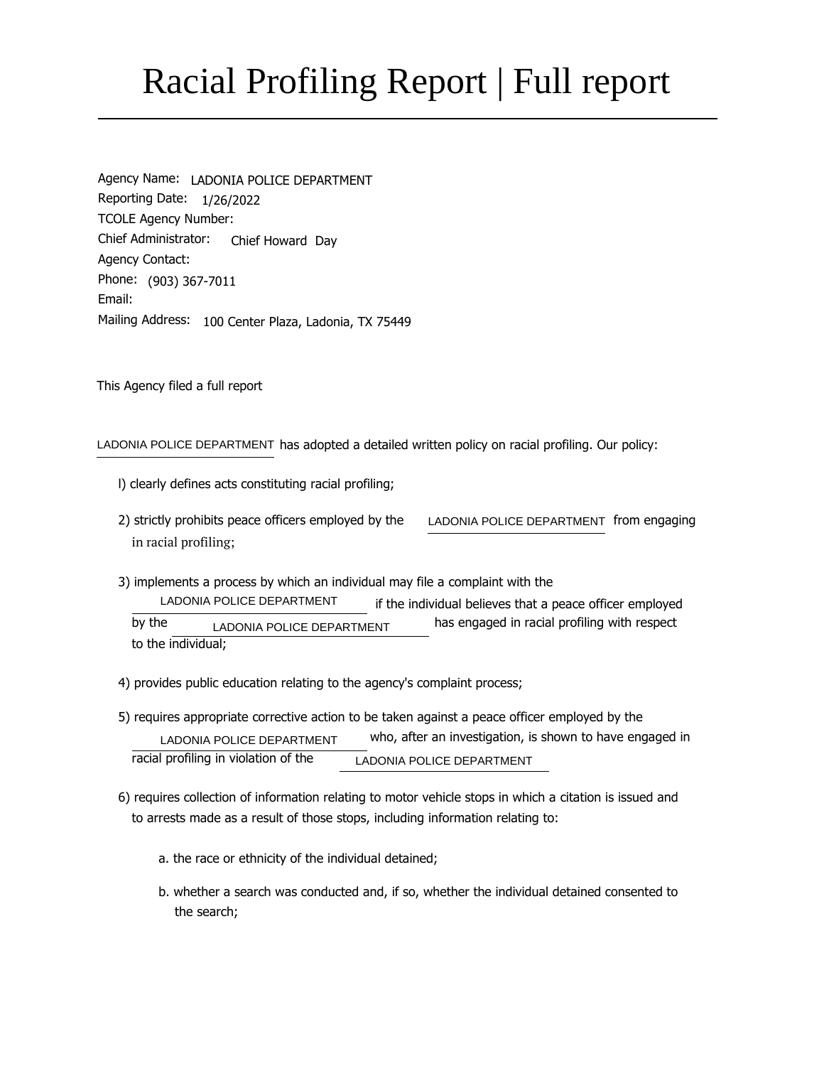# Racial Profiling Report | Full report

Agency Name: LADONIA POLICE DEPARTMENT
Reporting Date: 1/26/2022
TCOLE Agency Number:
Chief Administrator: Chief Howard Day
Agency Contact:
Phone: (903) 367-7011
Email:
Mailing Address: 100 Center Plaza, Ladonia, TX 75449

This Agency filed a full report

LADONIA POLICE DEPARTMENT has adopted a detailed written policy on racial profiling. Our policy:

l) clearly defines acts constituting racial profiling;

2) strictly prohibits peace officers employed by the LADONIA POLICE DEPARTMENT from engaging in racial profiling;

3) implements a process by which an individual may file a complaint with the LADONIA POLICE DEPARTMENT if the individual believes that a peace officer employed by the LADONIA POLICE DEPARTMENT has engaged in racial profiling with respect to the individual;

4) provides public education relating to the agency's complaint process;

5) requires appropriate corrective action to be taken against a peace officer employed by the LADONIA POLICE DEPARTMENT who, after an investigation, is shown to have engaged in racial profiling in violation of the LADONIA POLICE DEPARTMENT

6) requires collection of information relating to motor vehicle stops in which a citation is issued and to arrests made as a result of those stops, including information relating to:

a. the race or ethnicity of the individual detained;

b. whether a search was conducted and, if so, whether the individual detained consented to the search;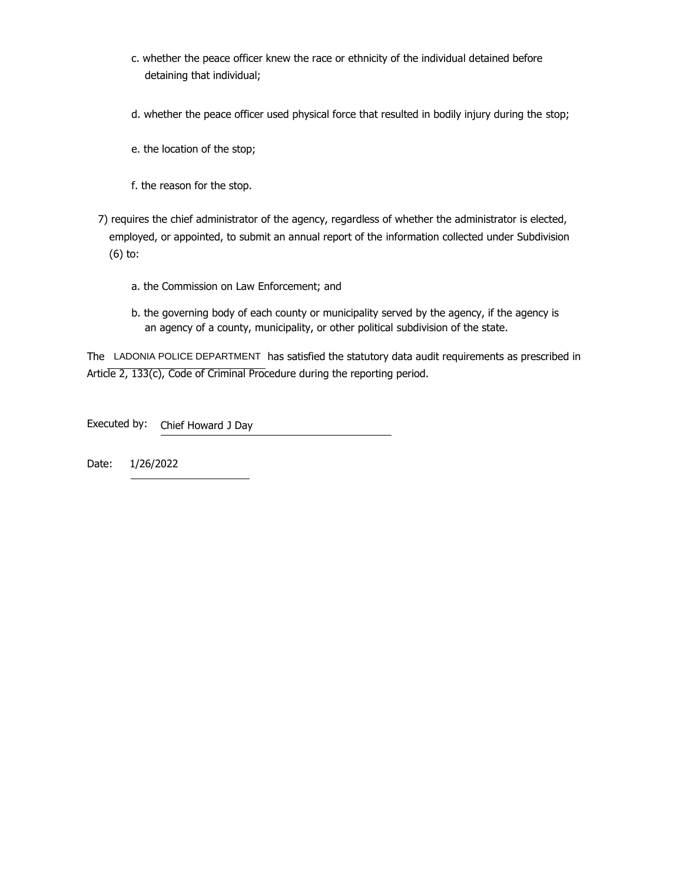c. whether the peace officer knew the race or ethnicity of the individual detained before detaining that individual;

d. whether the peace officer used physical force that resulted in bodily injury during the stop;

e. the location of the stop;

f. the reason for the stop.

7) requires the chief administrator of the agency, regardless of whether the administrator is elected, employed, or appointed, to submit an annual report of the information collected under Subdivision (6) to:

a. the Commission on Law Enforcement; and

b. the governing body of each county or municipality served by the agency, if the agency is an agency of a county, municipality, or other political subdivision of the state.

The LADONIA POLICE DEPARTMENT has satisfied the statutory data audit requirements as prescribed in Article 2, 133(c), Code of Criminal Procedure during the reporting period.

Executed by: Chief Howard J Day

Date: 1/26/2022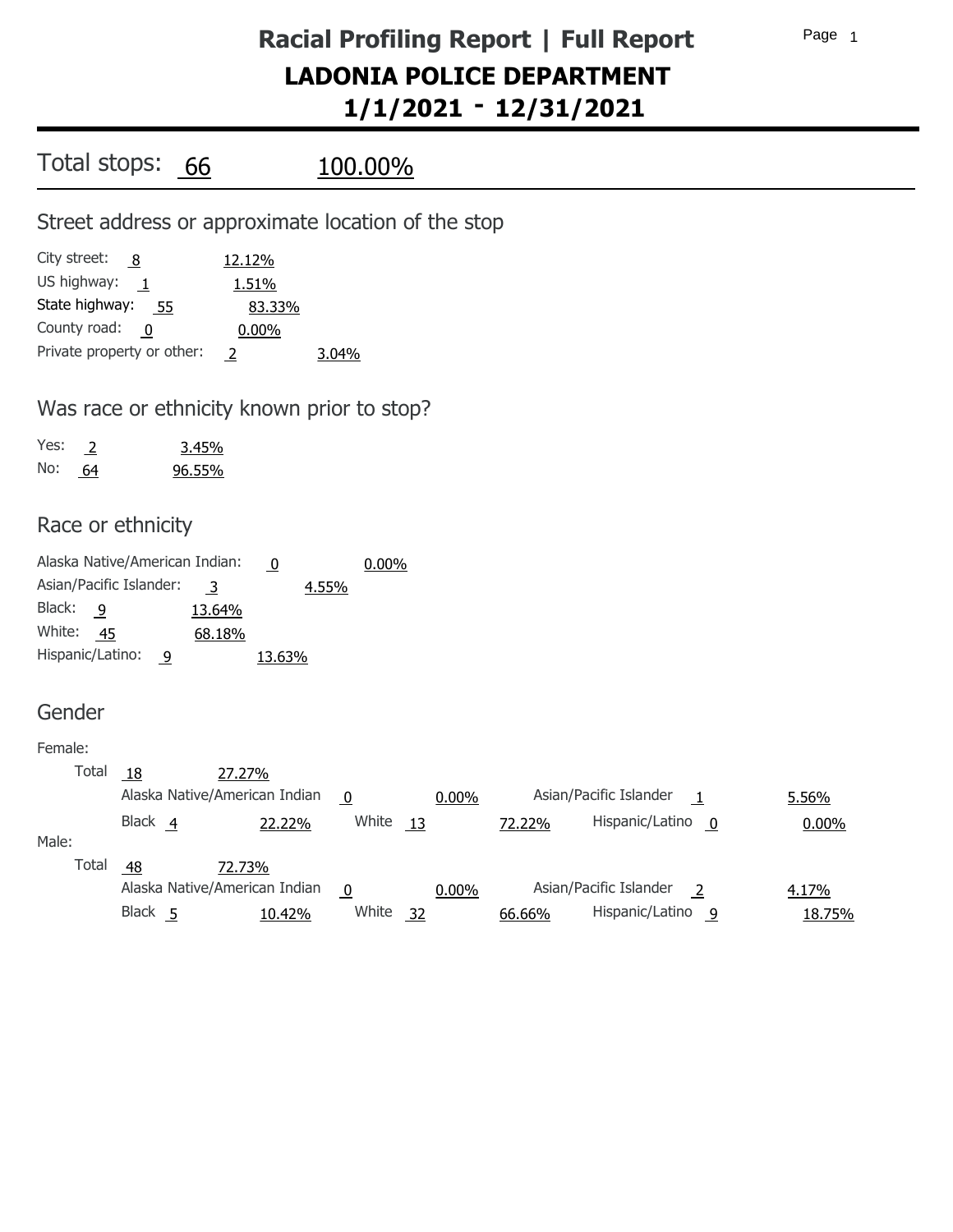# Racial Profiling Report | Full Report

## LADONIA POLICE DEPARTMENT

## 1/1/2021 - 12/31/2021

Total stops: 66 100.00%

## Street address or approximate location of the stop

| | | |
|---|---|---|
| City street: | 8 | 12.12% |
| US highway: | 1 | 1.51% |
| State highway: | 55 | 83.33% |
| County road: | 0 | 0.00% |
| Private property or other: | 2 | 3.04% |

## Was race or ethnicity known prior to stop?

| | | |
|---|---|---|
| Yes: | 2 | 3.45% |
| No: | 64 | 96.55% |

## Race or ethnicity

| | | |
|---|---|---|
| Alaska Native/American Indian: | 0 | 0.00% |
| Asian/Pacific Islander: | 3 | 4.55% |
| Black: | 9 | 13.64% |
| White: | 45 | 68.18% |
| Hispanic/Latino: | 9 | 13.63% |

## Gender

**Female:**

Total 18 27.27%

| | | |
|---|---|---|
| Alaska Native/American Indian | 0 | 0.00% |
| Asian/Pacific Islander | 1 | 5.56% |
| Black | 4 | 22.22% |
| White | 13 | 72.22% |
| Hispanic/Latino | 0 | 0.00% |

**Male:**

Total 48 72.73%

| | | |
|---|---|---|
| Alaska Native/American Indian | 0 | 0.00% |
| Asian/Pacific Islander | 2 | 4.17% |
| Black | 5 | 10.42% |
| White | 32 | 66.66% |
| Hispanic/Latino | 9 | 18.75% |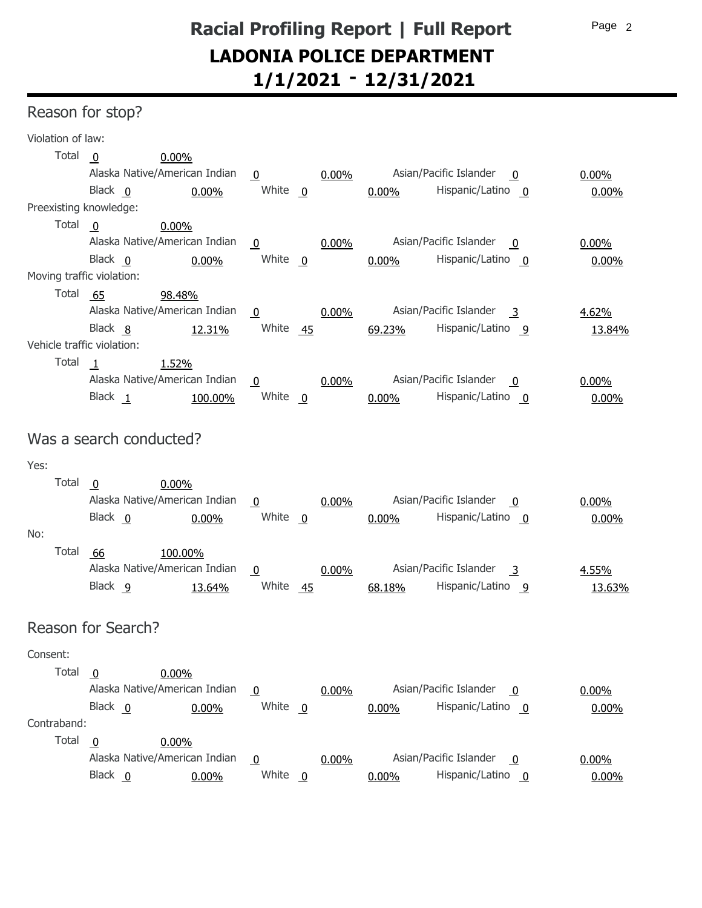# Racial Profiling Report | Full Report
# LADONIA POLICE DEPARTMENT
# 1/1/2021 - 12/31/2021

## Reason for stop?

Violation of law:

| | | | | | | | |
|---|---|---|---|---|---|---|---|
| Total | 0 | 0.00% | | | | | |
| Alaska Native/American Indian | 0 | 0.00% | | | Asian/Pacific Islander | 0 | 0.00% |
| Black | 0 | 0.00% | White | 0 | 0.00% | Hispanic/Latino 0 | 0.00% |

Preexisting knowledge:

| | | | | | | | |
|---|---|---|---|---|---|---|---|
| Total | 0 | 0.00% | | | | | |
| Alaska Native/American Indian | 0 | 0.00% | | | Asian/Pacific Islander | 0 | 0.00% |
| Black | 0 | 0.00% | White | 0 | 0.00% | Hispanic/Latino 0 | 0.00% |

Moving traffic violation:

| | | | | | | | |
|---|---|---|---|---|---|---|---|
| Total | 65 | 98.48% | | | | | |
| Alaska Native/American Indian | 0 | 0.00% | | | Asian/Pacific Islander | 3 | 4.62% |
| Black | 8 | 12.31% | White | 45 | 69.23% | Hispanic/Latino 9 | 13.84% |

Vehicle traffic violation:

| | | | | | | | |
|---|---|---|---|---|---|---|---|
| Total | 1 | 1.52% | | | | | |
| Alaska Native/American Indian | 0 | 0.00% | | | Asian/Pacific Islander | 0 | 0.00% |
| Black | 1 | 100.00% | White | 0 | 0.00% | Hispanic/Latino 0 | 0.00% |

## Was a search conducted?

Yes:

| | | | | | | | |
|---|---|---|---|---|---|---|---|
| Total | 0 | 0.00% | | | | | |
| Alaska Native/American Indian | 0 | 0.00% | | | Asian/Pacific Islander | 0 | 0.00% |
| Black | 0 | 0.00% | White | 0 | 0.00% | Hispanic/Latino 0 | 0.00% |

No:

| | | | | | | | |
|---|---|---|---|---|---|---|---|
| Total | 66 | 100.00% | | | | | |
| Alaska Native/American Indian | 0 | 0.00% | | | Asian/Pacific Islander | 3 | 4.55% |
| Black | 9 | 13.64% | White | 45 | 68.18% | Hispanic/Latino 9 | 13.63% |

## Reason for Search?

Consent:

| | | | | | | | |
|---|---|---|---|---|---|---|---|
| Total | 0 | 0.00% | | | | | |
| Alaska Native/American Indian | 0 | 0.00% | | | Asian/Pacific Islander | 0 | 0.00% |
| Black | 0 | 0.00% | White | 0 | 0.00% | Hispanic/Latino 0 | 0.00% |

Contraband:

| | | | | | | | |
|---|---|---|---|---|---|---|---|
| Total | 0 | 0.00% | | | | | |
| Alaska Native/American Indian | 0 | 0.00% | | | Asian/Pacific Islander | 0 | 0.00% |
| Black | 0 | 0.00% | White | 0 | 0.00% | Hispanic/Latino 0 | 0.00% |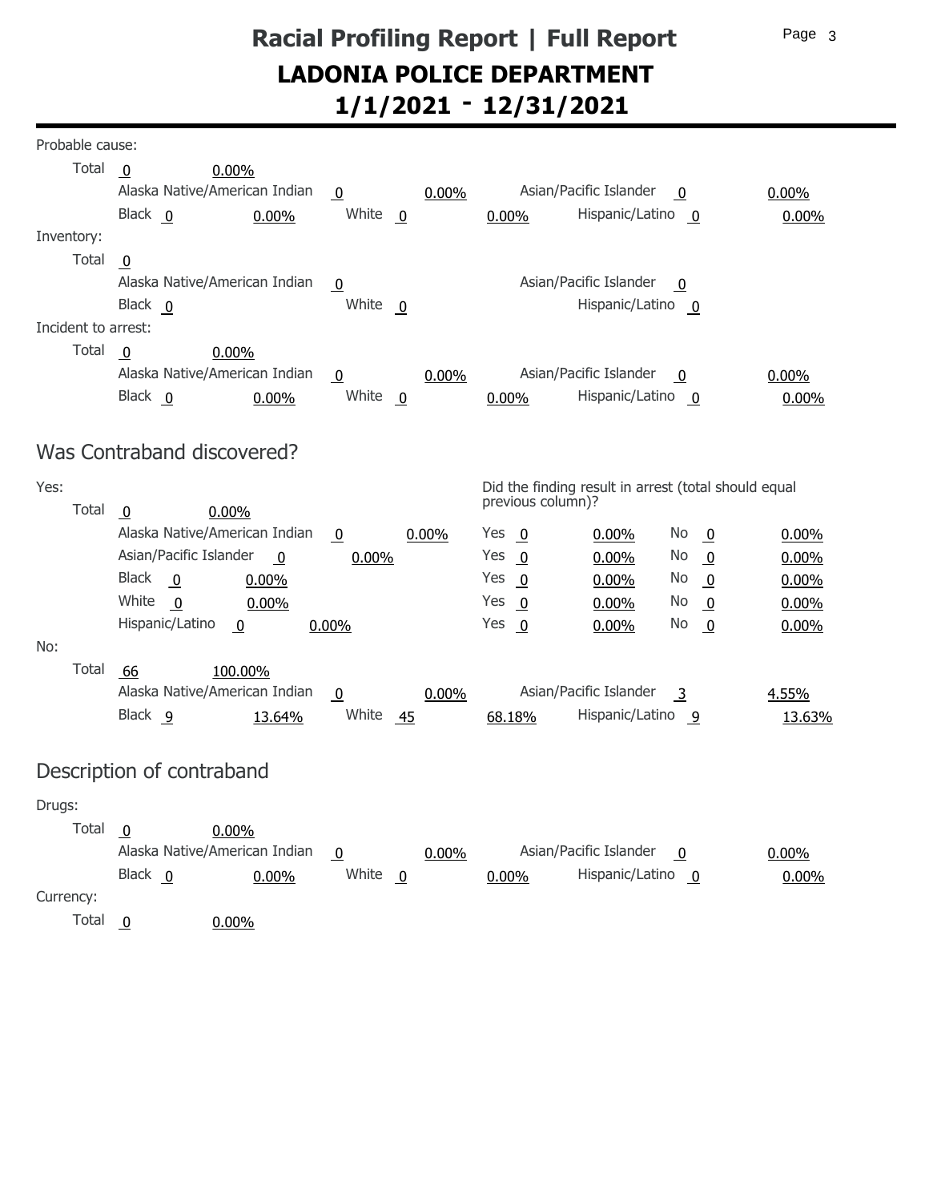# Racial Profiling Report | Full Report
# LADONIA POLICE DEPARTMENT
# 1/1/2021 - 12/31/2021

Probable cause:

Total 0 0.00%

| | | | | | |
|---|---|---|---|---|---|
| Alaska Native/American Indian | 0 | 0.00% | Asian/Pacific Islander | 0 | 0.00% |
| Black 0 | 0.00% | White 0 | 0.00% | Hispanic/Latino 0 | 0.00% |

Inventory:

Total 0

| | | | |
|---|---|---|---|
| Alaska Native/American Indian | 0 | Asian/Pacific Islander | 0 |
| Black 0 | White 0 | Hispanic/Latino 0 | |

Incident to arrest:

Total 0 0.00%

| | | | | | |
|---|---|---|---|---|---|
| Alaska Native/American Indian | 0 | 0.00% | Asian/Pacific Islander | 0 | 0.00% |
| Black 0 | 0.00% | White 0 | 0.00% | Hispanic/Latino 0 | 0.00% |

## Was Contraband discovered?

Yes:

Total 0 0.00%

Did the finding result in arrest (total should equal previous column)?

| | | | | | | | |
|---|---|---|---|---|---|---|---|
| Alaska Native/American Indian | 0 | 0.00% | Yes 0 | 0.00% | No 0 | 0.00% |
| Asian/Pacific Islander | 0 | 0.00% | Yes 0 | 0.00% | No 0 | 0.00% |
| Black | 0 | 0.00% | Yes 0 | 0.00% | No 0 | 0.00% |
| White | 0 | 0.00% | Yes 0 | 0.00% | No 0 | 0.00% |
| Hispanic/Latino | 0 | 0.00% | Yes 0 | 0.00% | No 0 | 0.00% |

No:

Total 66 100.00%

| | | | | | |
|---|---|---|---|---|---|
| Alaska Native/American Indian | 0 | 0.00% | Asian/Pacific Islander | 3 | 4.55% |
| Black 9 | 13.64% | White 45 | 68.18% | Hispanic/Latino 9 | 13.63% |

## Description of contraband

Drugs:

Total 0 0.00%

| | | | | | |
|---|---|---|---|---|---|
| Alaska Native/American Indian | 0 | 0.00% | Asian/Pacific Islander | 0 | 0.00% |
| Black 0 | 0.00% | White 0 | 0.00% | Hispanic/Latino 0 | 0.00% |

Currency:

Total 0 0.00%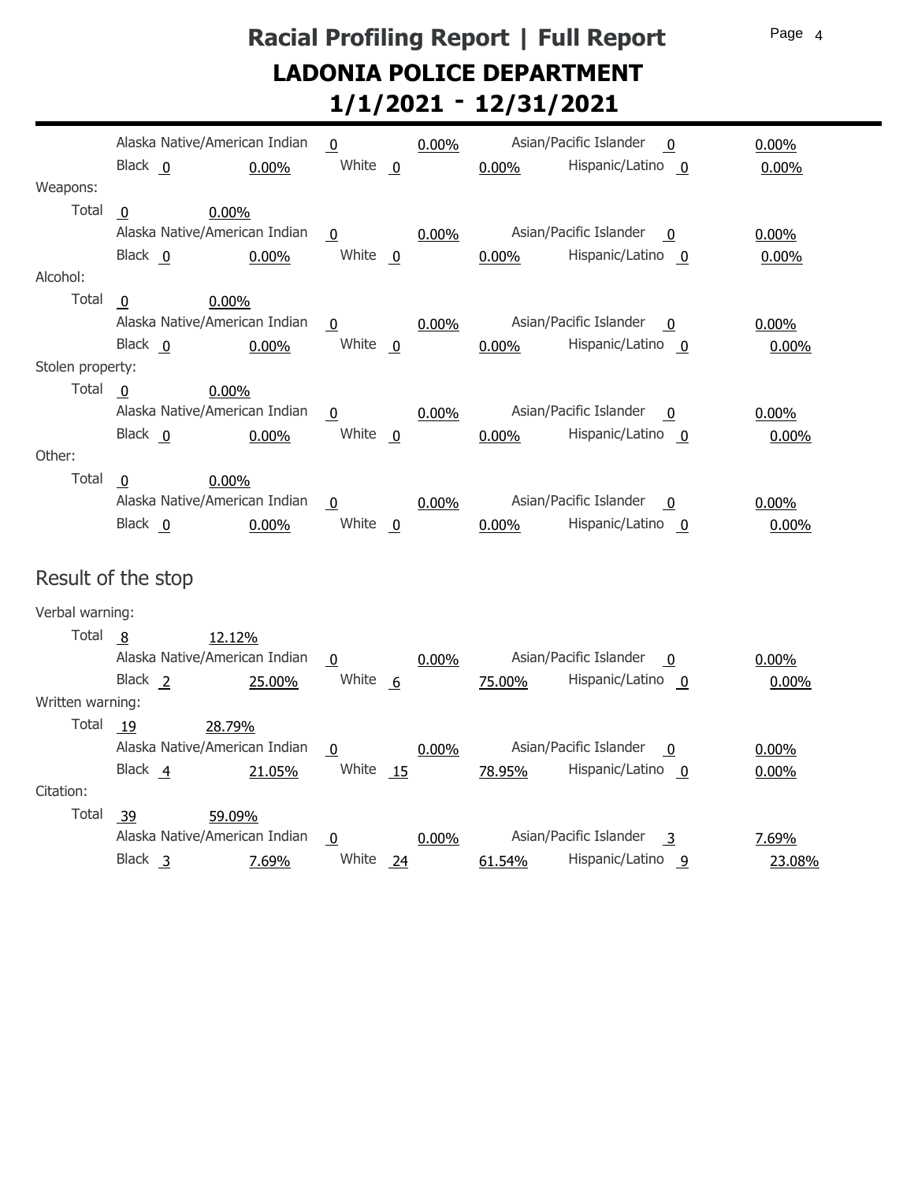Alaska Native/American Indian 0 0.00% Asian/Pacific Islander 0 0.00%
Black 0 0.00% White 0 0.00% Hispanic/Latino 0 0.00%

Weapons:

Total 0 0.00%
Alaska Native/American Indian 0 0.00% Asian/Pacific Islander 0 0.00%
Black 0 0.00% White 0 0.00% Hispanic/Latino 0 0.00%

Alcohol:

Total 0 0.00%
Alaska Native/American Indian 0 0.00% Asian/Pacific Islander 0 0.00%
Black 0 0.00% White 0 0.00% Hispanic/Latino 0 0.00%

Stolen property:

Total 0 0.00%
Alaska Native/American Indian 0 0.00% Asian/Pacific Islander 0 0.00%
Black 0 0.00% White 0 0.00% Hispanic/Latino 0 0.00%

Other:

Total 0 0.00%
Alaska Native/American Indian 0 0.00% Asian/Pacific Islander 0 0.00%
Black 0 0.00% White 0 0.00% Hispanic/Latino 0 0.00%

## Result of the stop

Verbal warning:

Total 8 12.12%
Alaska Native/American Indian 0 0.00% Asian/Pacific Islander 0 0.00%
Black 2 25.00% White 6 75.00% Hispanic/Latino 0 0.00%

Written warning:

Total 19 28.79%
Alaska Native/American Indian 0 0.00% Asian/Pacific Islander 0 0.00%
Black 4 21.05% White 15 78.95% Hispanic/Latino 0 0.00%

Citation:

Total 39 59.09%
Alaska Native/American Indian 0 0.00% Asian/Pacific Islander 3 7.69%
Black 3 7.69% White 24 61.54% Hispanic/Latino 9 23.08%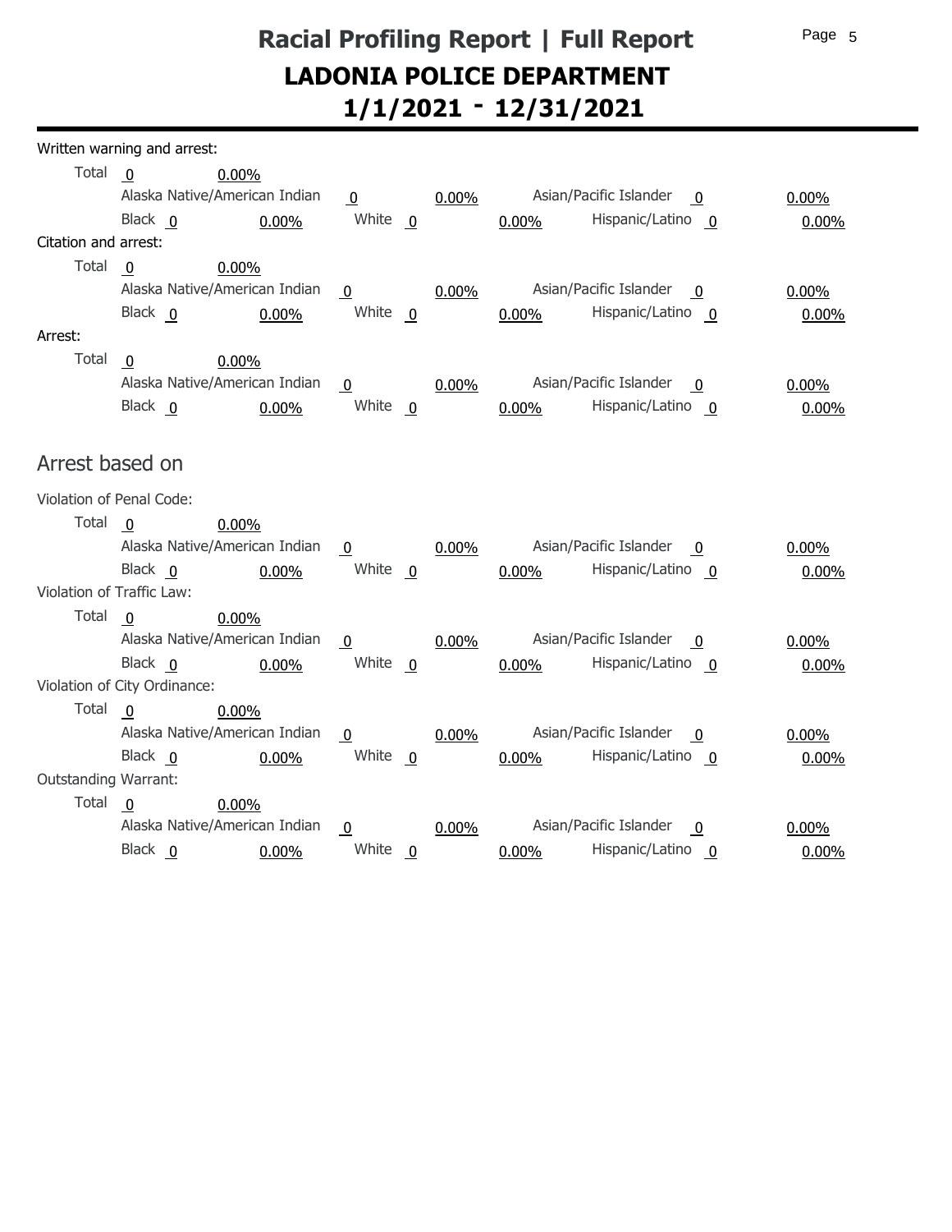Written warning and arrest:

Total 0 0.00%

Alaska Native/American Indian 0 0.00% Asian/Pacific Islander 0 0.00%

Black 0 0.00% White 0 0.00% Hispanic/Latino 0 0.00%

Citation and arrest:

Total 0 0.00%

Alaska Native/American Indian 0 0.00% Asian/Pacific Islander 0 0.00%

Black 0 0.00% White 0 0.00% Hispanic/Latino 0 0.00%

Arrest:

Total 0 0.00%

Alaska Native/American Indian 0 0.00% Asian/Pacific Islander 0 0.00%

Black 0 0.00% White 0 0.00% Hispanic/Latino 0 0.00%

## Arrest based on

Violation of Penal Code:

Total 0 0.00%

Alaska Native/American Indian 0 0.00% Asian/Pacific Islander 0 0.00%

Black 0 0.00% White 0 0.00% Hispanic/Latino 0 0.00%

Violation of Traffic Law:

Total 0 0.00%

Alaska Native/American Indian 0 0.00% Asian/Pacific Islander 0 0.00%

Black 0 0.00% White 0 0.00% Hispanic/Latino 0 0.00%

Violation of City Ordinance:

Total 0 0.00%

Alaska Native/American Indian 0 0.00% Asian/Pacific Islander 0 0.00%

Black 0 0.00% White 0 0.00% Hispanic/Latino 0 0.00%

Outstanding Warrant:

Total 0 0.00%

Alaska Native/American Indian 0 0.00% Asian/Pacific Islander 0 0.00%

Black 0 0.00% White 0 0.00% Hispanic/Latino 0 0.00%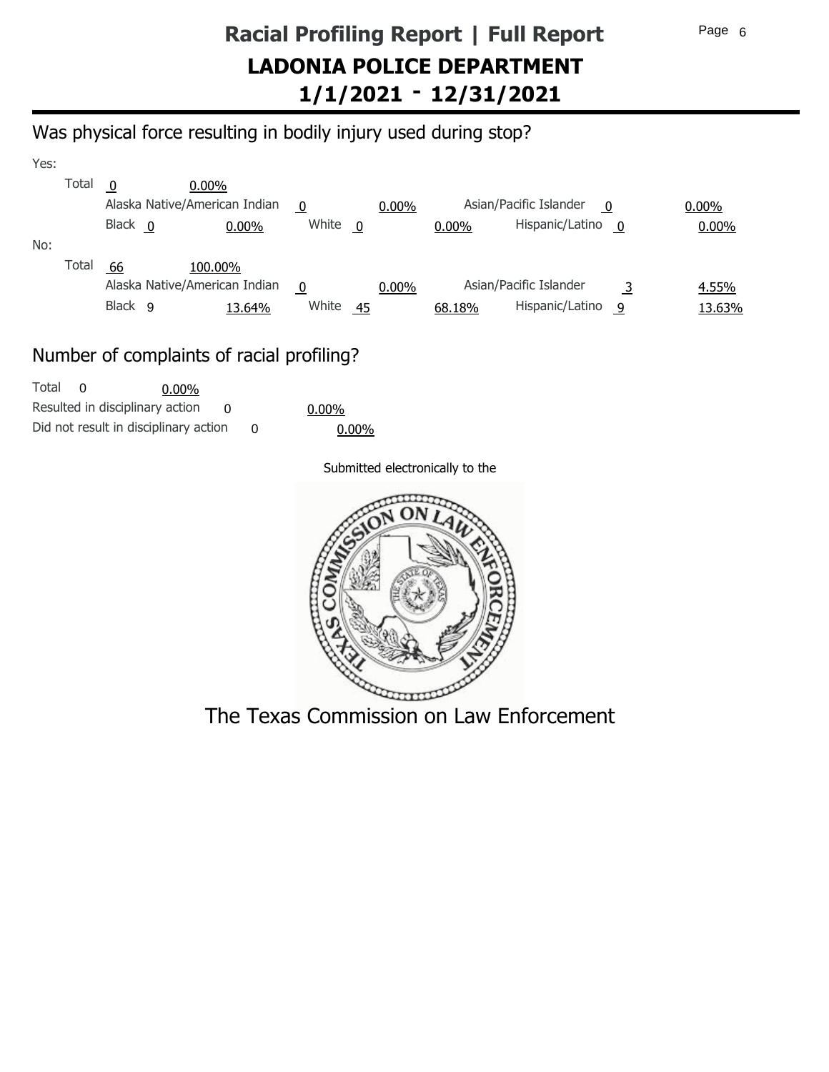# Racial Profiling Report | Full Report
## LADONIA POLICE DEPARTMENT
## 1/1/2021 - 12/31/2021

## Was physical force resulting in bodily injury used during stop?

Yes:

Total 0 0.00%

| | | | | | |
|---|---|---|---|---|---|
| Alaska Native/American Indian | 0 | 0.00% | Asian/Pacific Islander | 0 | 0.00% |
| Black | 0 | 0.00% | White | 0 | 0.00% |
| Hispanic/Latino | 0 | 0.00% | | | |

No:

Total 66 100.00%

| | | | | | |
|---|---|---|---|---|---|
| Alaska Native/American Indian | 0 | 0.00% | Asian/Pacific Islander | 3 | 4.55% |
| Black | 9 | 13.64% | White | 45 | 68.18% |
| Hispanic/Latino | 9 | 13.63% | | | |

## Number of complaints of racial profiling?

Total 0 0.00%

Resulted in disciplinary action 0 0.00%

Did not result in disciplinary action 0 0.00%

Submitted electronically to the

The Texas Commission on Law Enforcement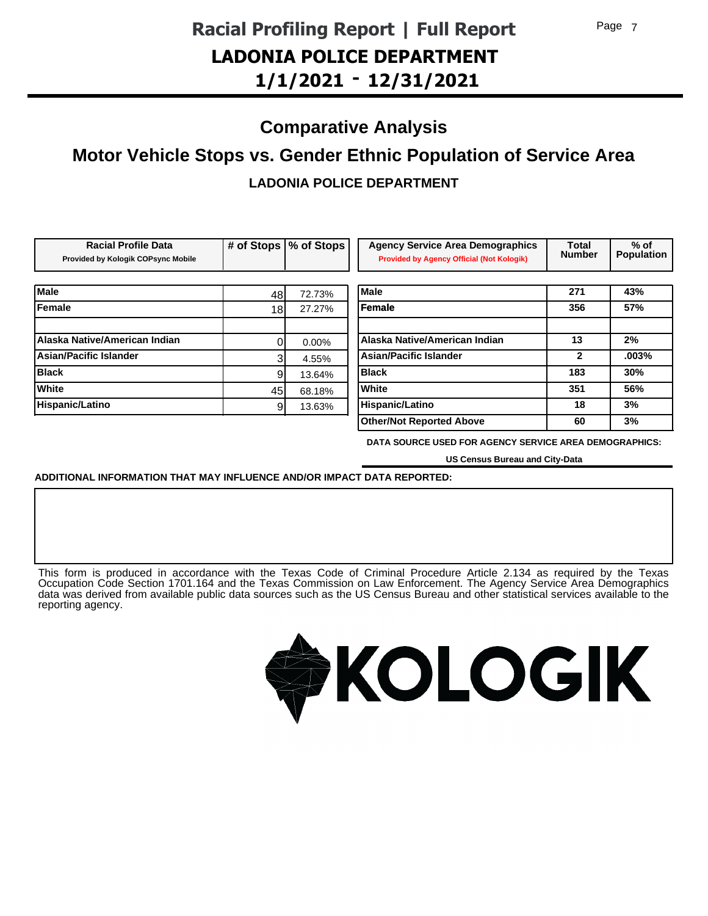# Racial Profiling Report | Full Report

# LADONIA POLICE DEPARTMENT

# 1/1/2021 - 12/31/2021

## Comparative Analysis

## Motor Vehicle Stops vs. Gender Ethnic Population of Service Area

### LADONIA POLICE DEPARTMENT

| Racial Profile Data<br>Provided by Kologik COPsync Mobile | # of Stops | % of Stops |
|---|---|---|
| Male | 48 | 72.73% |
| Female | 18 | 27.27% |
| | | |
| Alaska Native/American Indian | 0 | 0.00% |
| Asian/Pacific Islander | 3 | 4.55% |
| Black | 9 | 13.64% |
| White | 45 | 68.18% |
| Hispanic/Latino | 9 | 13.63% |

| Agency Service Area Demographics<br>Provided by Agency Official (Not Kologik) | Total Number | % of Population |
|---|---|---|
| Male | 271 | 43% |
| Female | 356 | 57% |
| | | |
| Alaska Native/American Indian | 13 | 2% |
| Asian/Pacific Islander | 2 | .003% |
| Black | 183 | 30% |
| White | 351 | 56% |
| Hispanic/Latino | 18 | 3% |
| Other/Not Reported Above | 60 | 3% |

**DATA SOURCE USED FOR AGENCY SERVICE AREA DEMOGRAPHICS:**

**US Census Bureau and City-Data**

**ADDITIONAL INFORMATION THAT MAY INFLUENCE AND/OR IMPACT DATA REPORTED:**

This form is produced in accordance with the Texas Code of Criminal Procedure Article 2.134 as required by the Texas Occupation Code Section 1701.164 and the Texas Commission on Law Enforcement. The Agency Service Area Demographics data was derived from available public data sources such as the US Census Bureau and other statistical services available to the reporting agency.

KOLOGIK